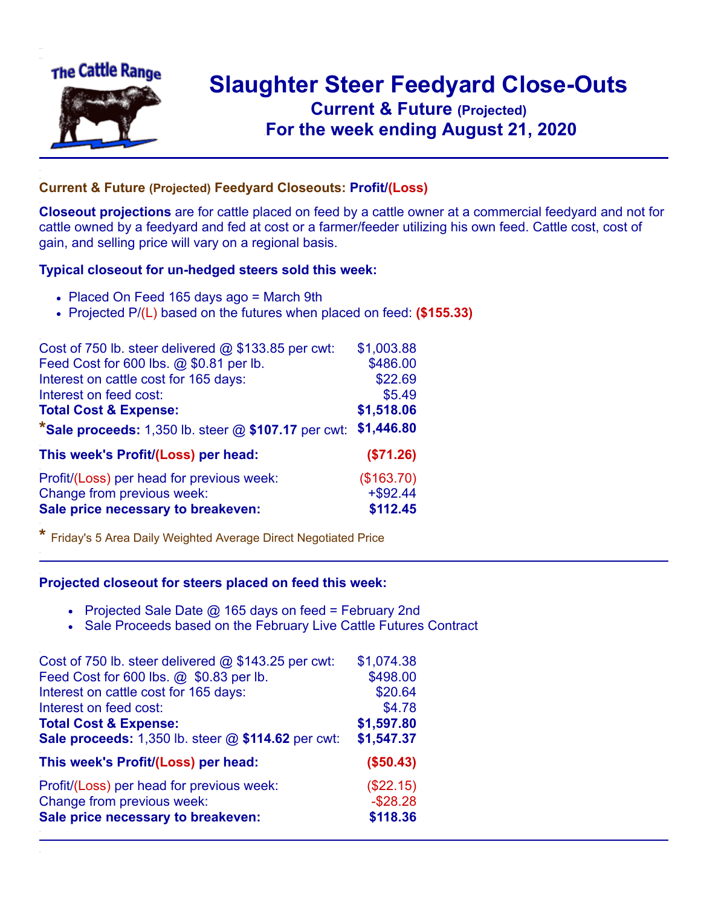# Slaughter Steer Feedyard Close-Outs

## Current & Future (Projected)

## For the week ending August 21, 2020

### Current & Future (Projected) Feedyard Closeouts: Profit/(Loss)

**Closeout projections** are for cattle placed on feed by a cattle owner at a commercial feedyard and not for cattle owned by a feedyard and fed at cost or a farmer/feeder utilizing his own feed. Cattle cost, cost of gain, and selling price will vary on a regional basis.

### Typical closeout for un-hedged steers sold this week:

- Placed On Feed 165 days ago = March 9th
- Projected P/(L) based on the futures when placed on feed: **($155.33)**

| | |
|---|---|
| Cost of 750 lb. steer delivered @ $133.85 per cwt: | $1,003.88 |
| Feed Cost for 600 lbs. @ $0.81 per lb. | $486.00 |
| Interest on cattle cost for 165 days: | $22.69 |
| Interest on feed cost: | $5.49 |
| **Total Cost & Expense:** | **$1,518.06** |
| ***Sale proceeds:** 1,350 lb. steer @ **$107.17** per cwt: | **$1,446.80** |
| **This week's Profit/(Loss) per head:** | **($71.26)** |
| Profit/(Loss) per head for previous week: | ($163.70) |
| Change from previous week: | +$92.44 |
| **Sale price necessary to breakeven:** | **$112.45** |

* Friday's 5 Area Daily Weighted Average Direct Negotiated Price

### Projected closeout for steers placed on feed this week:

- Projected Sale Date @ 165 days on feed = February 2nd
- Sale Proceeds based on the February Live Cattle Futures Contract

| | |
|---|---|
| Cost of 750 lb. steer delivered @ $143.25 per cwt: | $1,074.38 |
| Feed Cost for 600 lbs. @ $0.83 per lb. | $498.00 |
| Interest on cattle cost for 165 days: | $20.64 |
| Interest on feed cost: | $4.78 |
| **Total Cost & Expense:** | **$1,597.80** |
| **Sale proceeds:** 1,350 lb. steer @ **$114.62** per cwt: | **$1,547.37** |
| **This week's Profit/(Loss) per head:** | **($50.43)** |
| Profit/(Loss) per head for previous week: | ($22.15) |
| Change from previous week: | -$28.28 |
| **Sale price necessary to breakeven:** | **$118.36** |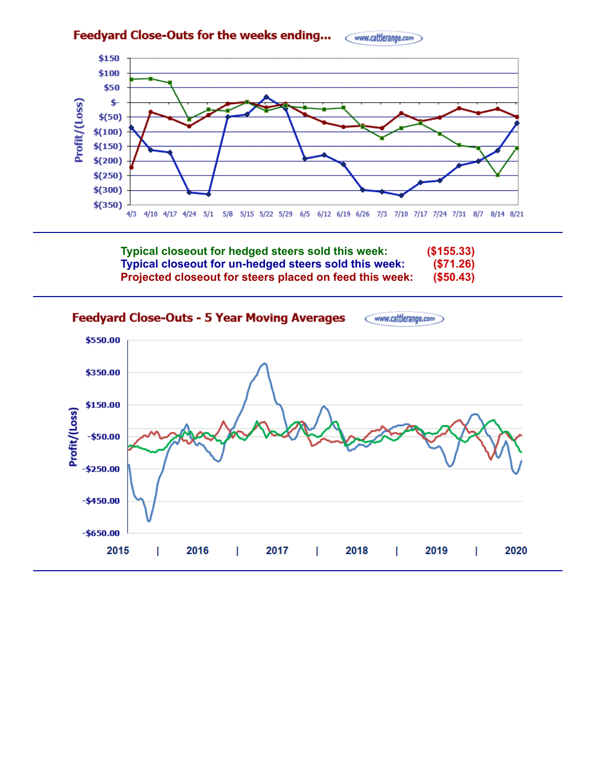## Feedyard Close-Outs for the weeks ending...

www.cattlerange.com

Profit/(Loss)

$150
$100
$50
$-
$(50)
$(100)
$(150)
$(200)
$(250)
$(300)
$(350)

4/3 4/10 4/17 4/24 5/1 5/8 5/15 5/22 5/29 6/5 6/12 6/19 6/26 7/3 7/10 7/17 7/24 7/31 8/7 8/14 8/21

| | |
|---|---|
| Typical closeout for hedged steers sold this week: | ($155.33) |
| Typical closeout for un-hedged steers sold this week: | ($71.26) |
| Projected closeout for steers placed on feed this week: | ($50.43) |

## Feedyard Close-Outs - 5 Year Moving Averages

www.cattlerange.com

Profit/(Loss)

$550.00
$350.00
$150.00
-$50.00
-$250.00
-$450.00
-$650.00

2015 | 2016 | 2017 | 2018 | 2019 | 2020